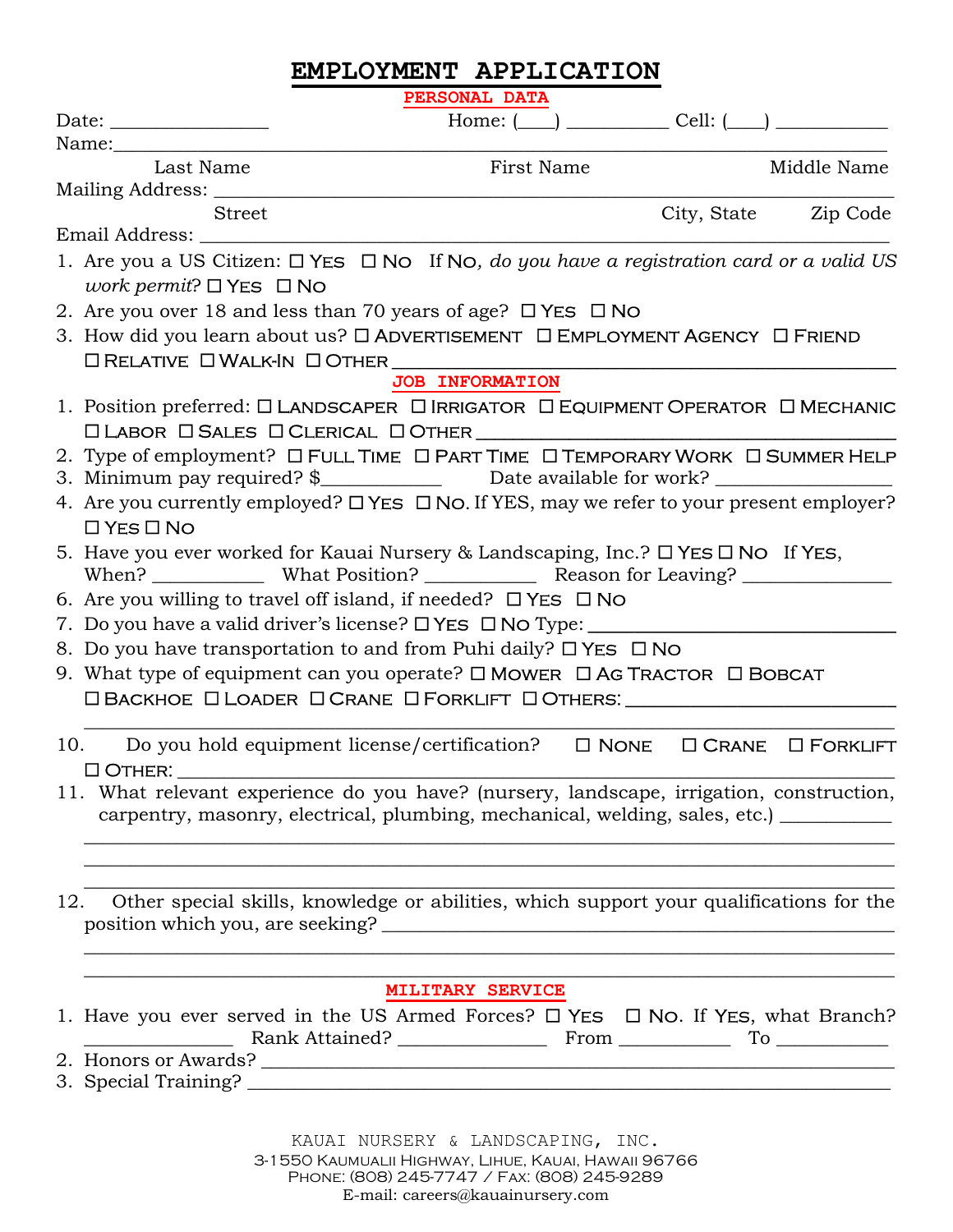# EMPLOYMENT APPLICATION

## PERSONAL DATA

Date: ________________ Home: (____) __________ Cell: (____) ___________

Name:___________________________________________________________________

Last Name First Name Middle Name

Mailing Address: ________________________________________________________

Street City, State Zip Code

Email Address: _________________________________________________________

1. Are you a US Citizen: ☐ YES ☐ NO If NO, *do you have a registration card or a valid US work permit*? ☐ YES ☐ NO
2. Are you over 18 and less than 70 years of age? ☐ YES ☐ NO
3. How did you learn about us? ☐ ADVERTISEMENT ☐ EMPLOYMENT AGENCY ☐ FRIEND ☐ RELATIVE ☐ WALK-IN ☐ OTHER ______________________________________

## JOB INFORMATION

1. Position preferred: ☐ LANDSCAPER ☐ IRRIGATOR ☐ EQUIPMENT OPERATOR ☐ MECHANIC ☐ LABOR ☐ SALES ☐ CLERICAL ☐ OTHER ___________________________________
2. Type of employment? ☐ FULL TIME ☐ PART TIME ☐ TEMPORARY WORK ☐ SUMMER HELP
3. Minimum pay required? $____________ Date available for work? _________________
4. Are you currently employed? ☐ YES ☐ NO. If YES, may we refer to your present employer? ☐ YES ☐ NO
5. Have you ever worked for Kauai Nursery & Landscaping, Inc.? ☐ YES ☐ NO If YES, When? ___________ What Position? ___________ Reason for Leaving? _______________
6. Are you willing to travel off island, if needed? ☐ YES ☐ NO
7. Do you have a valid driver's license? ☐ YES ☐ NO Type: ___________________________
8. Do you have transportation to and from Puhi daily? ☐ YES ☐ NO
9. What type of equipment can you operate? ☐ MOWER ☐ AG TRACTOR ☐ BOBCAT ☐ BACKHOE ☐ LOADER ☐ CRANE ☐ FORKLIFT ☐ OTHERS: _________________________
   ____________________________________________________________________________
10. Do you hold equipment license/certification? ☐ NONE ☐ CRANE ☐ FORKLIFT ☐ OTHER: ______________________________________________________________
11. What relevant experience do you have? (nursery, landscape, irrigation, construction, carpentry, masonry, electrical, plumbing, mechanical, welding, sales, etc.) ___________
    ____________________________________________________________________________
    ____________________________________________________________________________
    ____________________________________________________________________________
12. Other special skills, knowledge or abilities, which support your qualifications for the position which you, are seeking? ____________________________________________
    ____________________________________________________________________________
    ____________________________________________________________________________

## MILITARY SERVICE

1. Have you ever served in the US Armed Forces? ☐ YES ☐ NO. If YES, what Branch? _______________ Rank Attained? _______________ From ___________ To ___________
2. Honors or Awards? ____________________________________________________________
3. Special Training? ____________________________________________________________

KAUAI NURSERY & LANDSCAPING, INC.
3-1550 KAUMUALII HIGHWAY, LIHUE, KAUAI, HAWAII 96766
PHONE: (808) 245-7747 / FAX: (808) 245-9289
E-mail: careers@kauainursery.com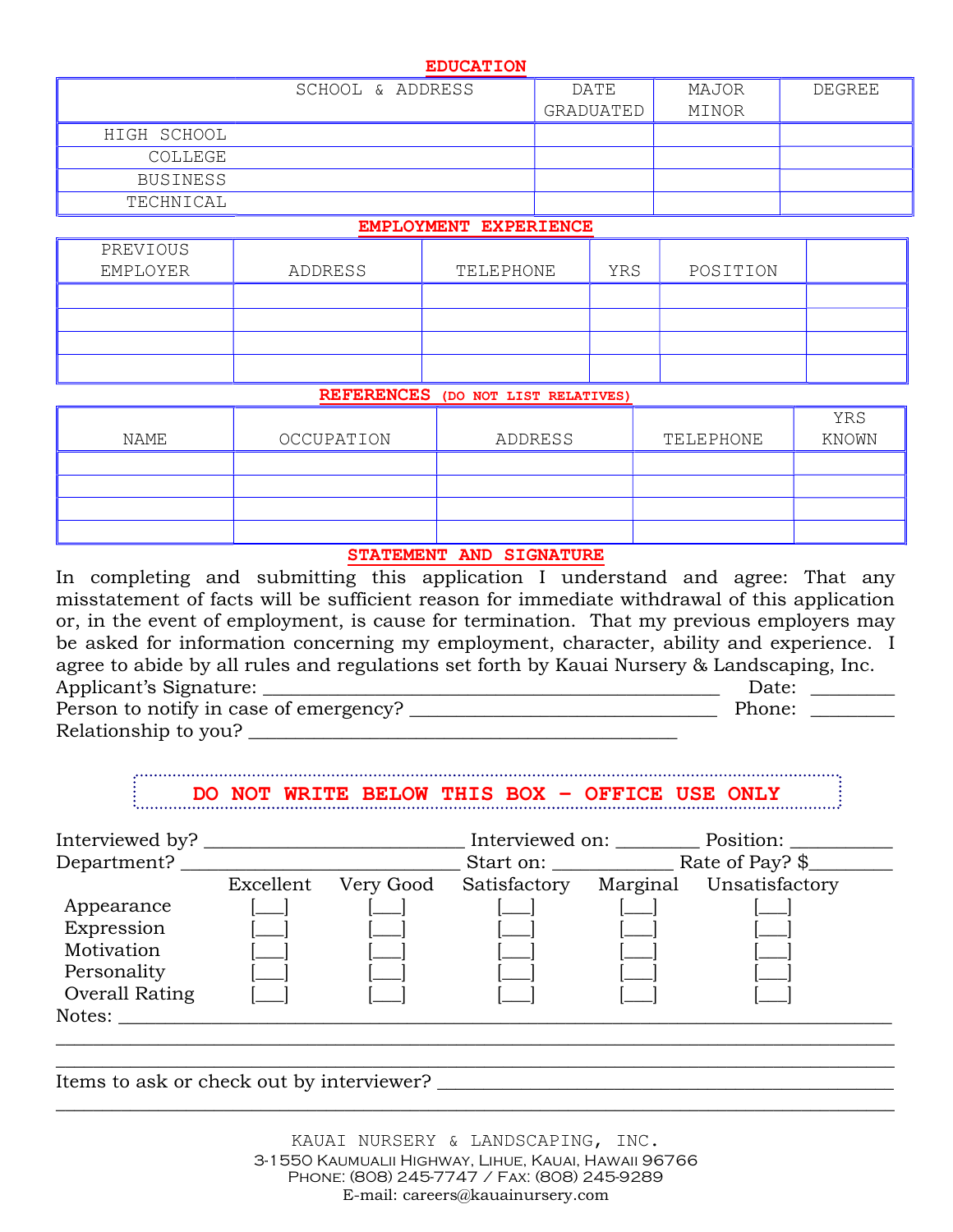## EDUCATION

| SCHOOL & ADDRESS | DATE GRADUATED | MAJOR MINOR | DEGREE |
|---|---|---|---|
| HIGH SCHOOL | | | |
| COLLEGE | | | |
| BUSINESS | | | |
| TECHNICAL | | | |

## EMPLOYMENT EXPERIENCE

| PREVIOUS EMPLOYER | ADDRESS | TELEPHONE | YRS | POSITION | |
|---|---|---|---|---|---|
| | | | | | |
| | | | | | |
| | | | | | |
| | | | | | |

## REFERENCES (DO NOT LIST RELATIVES)

| NAME | OCCUPATION | ADDRESS | TELEPHONE | YRS KNOWN |
|---|---|---|---|---|
| | | | | |
| | | | | |
| | | | | |
| | | | | |

## STATEMENT AND SIGNATURE

In completing and submitting this application I understand and agree: That any misstatement of facts will be sufficient reason for immediate withdrawal of this application or, in the event of employment, is cause for termination. That my previous employers may be asked for information concerning my employment, character, ability and experience. I agree to abide by all rules and regulations set forth by Kauai Nursery & Landscaping, Inc.

Applicant's Signature: ____________________________________________ Date: ________

Person to notify in case of emergency? ______________________________ Phone: ________

Relationship to you? __________________________________________

**DO NOT WRITE BELOW THIS BOX - OFFICE USE ONLY**

Interviewed by? _________________________ Interviewed on: ________ Position: __________

Department? ___________________________ Start on: ___________ Rate of Pay? $________

| | Excellent | Very Good | Satisfactory | Marginal | Unsatisfactory |
|---|---|---|---|---|---|
| Appearance | [___] | [___] | [___] | [___] | [___] |
| Expression | [___] | [___] | [___] | [___] | [___] |
| Motivation | [___] | [___] | [___] | [___] | [___] |
| Personality | [___] | [___] | [___] | [___] | [___] |
| Overall Rating | [___] | [___] | [___] | [___] | [___] |

Notes: ______________________________________________________________________

______________________________________________________________________________

Items to ask or check out by interviewer? ____________________________________

______________________________________________________________________________

KAUAI NURSERY & LANDSCAPING, INC.
3-1550 Kaumualii Highway, Lihue, Kauai, Hawaii 96766
Phone: (808) 245-7747 / Fax: (808) 245-9289
E-mail: careers@kauainursery.com